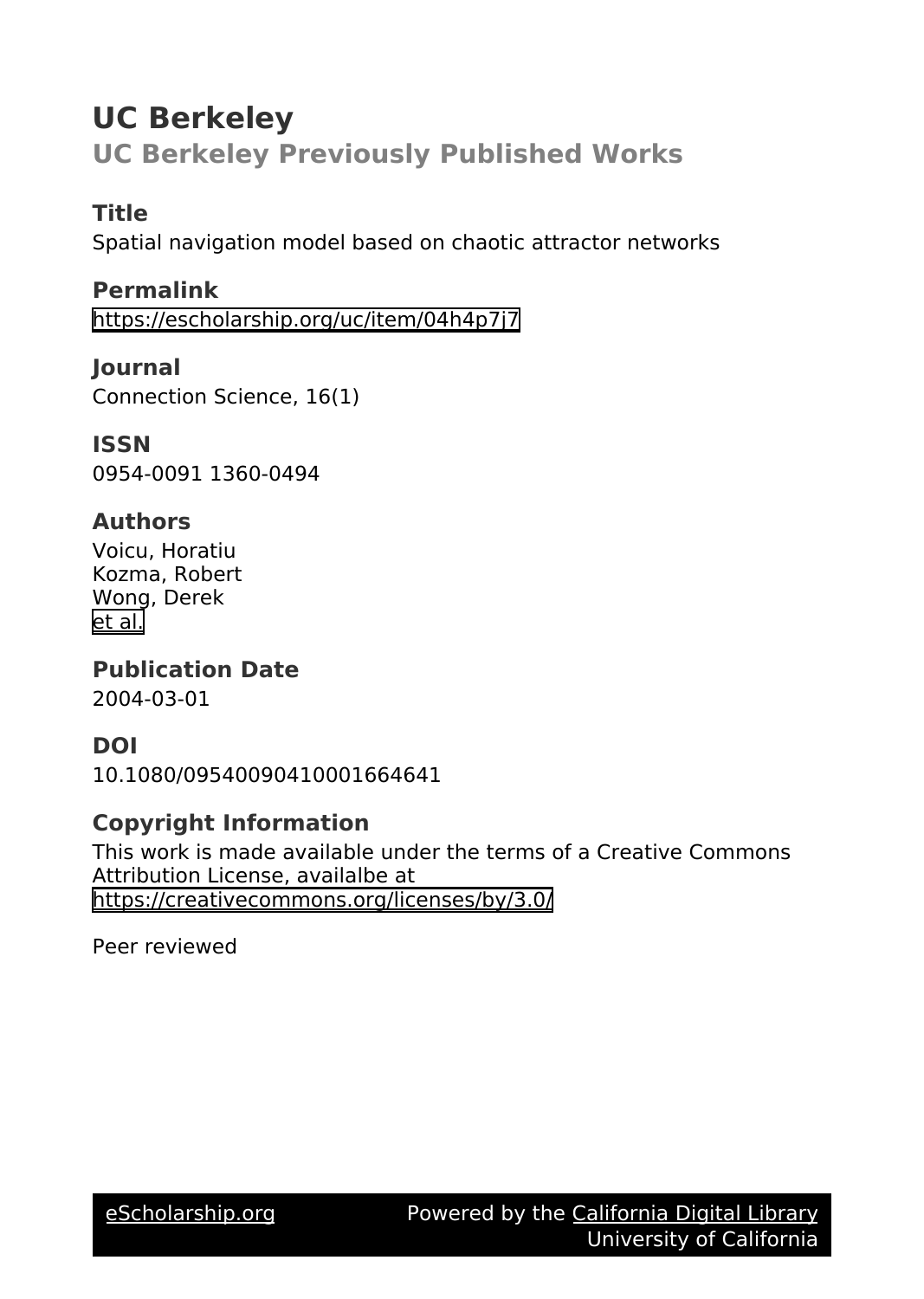# UC Berkeley

## UC Berkeley Previously Published Works

### Title

Spatial navigation model based on chaotic attractor networks

### Permalink

https://escholarship.org/uc/item/04h4p7j7

### Journal

Connection Science, 16(1)

### ISSN

0954-0091 1360-0494

### Authors

Voicu, Horatiu
Kozma, Robert
Wong, Derek
et al.

### Publication Date

2004-03-01

### DOI

10.1080/09540090410001664641

### Copyright Information

This work is made available under the terms of a Creative Commons Attribution License, availalbe at https://creativecommons.org/licenses/by/3.0/

Peer reviewed

eScholarship.org Powered by the California Digital Library University of California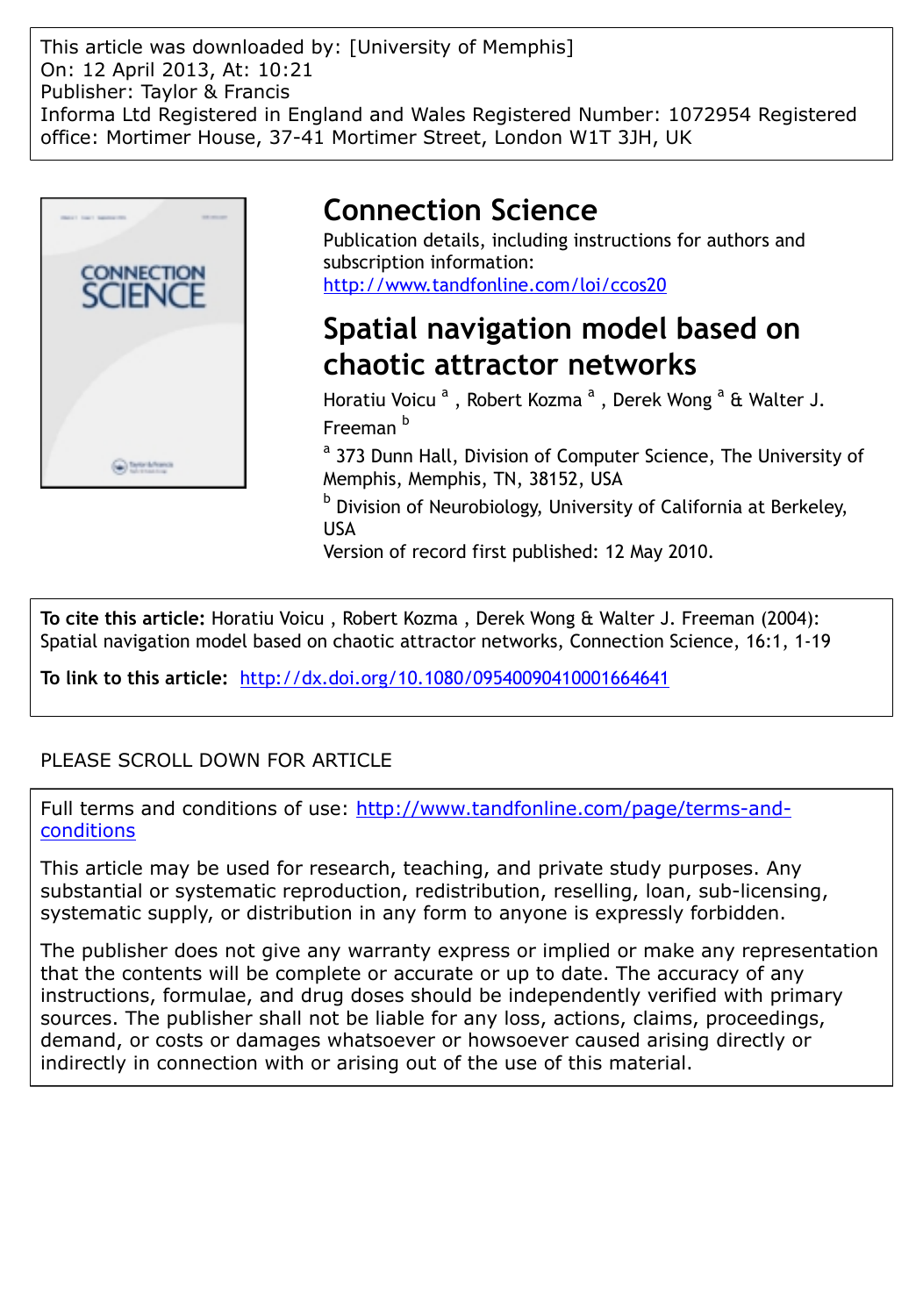This article was downloaded by: [University of Memphis]
On: 12 April 2013, At: 10:21
Publisher: Taylor & Francis
Informa Ltd Registered in England and Wales Registered Number: 1072954 Registered office: Mortimer House, 37-41 Mortimer Street, London W1T 3JH, UK

# Connection Science

Publication details, including instructions for authors and subscription information:
http://www.tandfonline.com/loi/ccos20

## Spatial navigation model based on chaotic attractor networks

Horatiu Voicu [a] , Robert Kozma [a] , Derek Wong [a] & Walter J. Freeman [b]

[a] 373 Dunn Hall, Division of Computer Science, The University of Memphis, Memphis, TN, 38152, USA

[b] Division of Neurobiology, University of California at Berkeley, USA

Version of record first published: 12 May 2010.

**To cite this article:** Horatiu Voicu , Robert Kozma , Derek Wong & Walter J. Freeman (2004): Spatial navigation model based on chaotic attractor networks, Connection Science, 16:1, 1-19

**To link to this article:** http://dx.doi.org/10.1080/09540090410001664641

PLEASE SCROLL DOWN FOR ARTICLE

Full terms and conditions of use: http://www.tandfonline.com/page/terms-and-conditions

This article may be used for research, teaching, and private study purposes. Any substantial or systematic reproduction, redistribution, reselling, loan, sub-licensing, systematic supply, or distribution in any form to anyone is expressly forbidden.

The publisher does not give any warranty express or implied or make any representation that the contents will be complete or accurate or up to date. The accuracy of any instructions, formulae, and drug doses should be independently verified with primary sources. The publisher shall not be liable for any loss, actions, claims, proceedings, demand, or costs or damages whatsoever or howsoever caused arising directly or indirectly in connection with or arising out of the use of this material.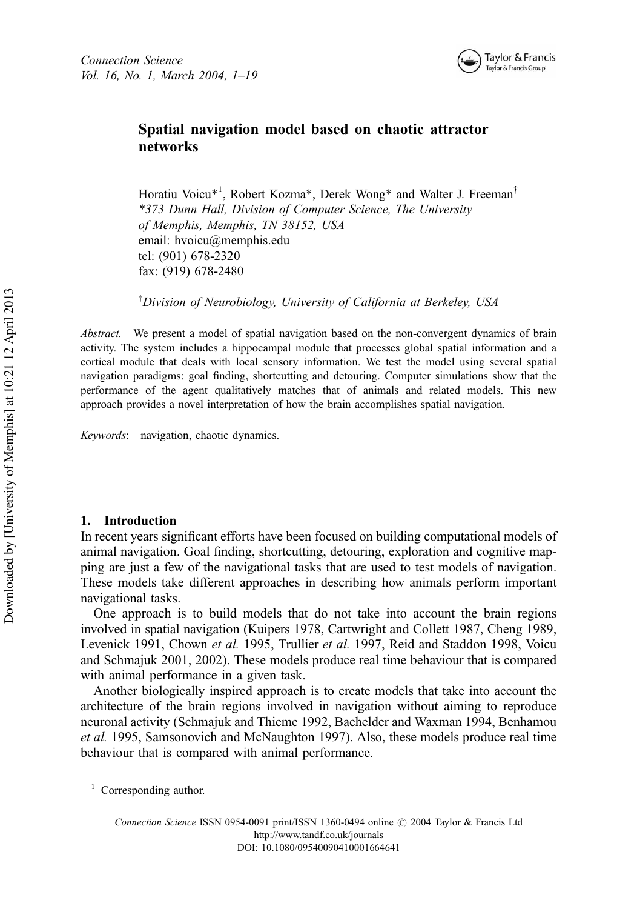*Connection Science*
*Vol. 16, No. 1, March 2004, 1–19*

# Spatial navigation model based on chaotic attractor networks

Horatiu Voicu*[1], Robert Kozma*, Derek Wong* and Walter J. Freeman[†]
*\*373 Dunn Hall, Division of Computer Science, The University of Memphis, Memphis, TN 38152, USA*
email: hvoicu@memphis.edu
tel: (901) 678-2320
fax: (919) 678-2480

[†]*Division of Neurobiology, University of California at Berkeley, USA*

*Abstract.* We present a model of spatial navigation based on the non-convergent dynamics of brain activity. The system includes a hippocampal module that processes global spatial information and a cortical module that deals with local sensory information. We test the model using several spatial navigation paradigms: goal finding, shortcutting and detouring. Computer simulations show that the performance of the agent qualitatively matches that of animals and related models. This new approach provides a novel interpretation of how the brain accomplishes spatial navigation.

*Keywords*: navigation, chaotic dynamics.

## 1. Introduction

In recent years significant efforts have been focused on building computational models of animal navigation. Goal finding, shortcutting, detouring, exploration and cognitive mapping are just a few of the navigational tasks that are used to test models of navigation. These models take different approaches in describing how animals perform important navigational tasks.

One approach is to build models that do not take into account the brain regions involved in spatial navigation (Kuipers 1978, Cartwright and Collett 1987, Cheng 1989, Levenick 1991, Chown *et al.* 1995, Trullier *et al.* 1997, Reid and Staddon 1998, Voicu and Schmajuk 2001, 2002). These models produce real time behaviour that is compared with animal performance in a given task.

Another biologically inspired approach is to create models that take into account the architecture of the brain regions involved in navigation without aiming to reproduce neuronal activity (Schmajuk and Thieme 1992, Bachelder and Waxman 1994, Benhamou *et al.* 1995, Samsonovich and McNaughton 1997). Also, these models produce real time behaviour that is compared with animal performance.

[1] Corresponding author.

*Connection Science* ISSN 0954-0091 print/ISSN 1360-0494 online © 2004 Taylor & Francis Ltd
http://www.tandf.co.uk/journals
DOI: 10.1080/09540090410001664641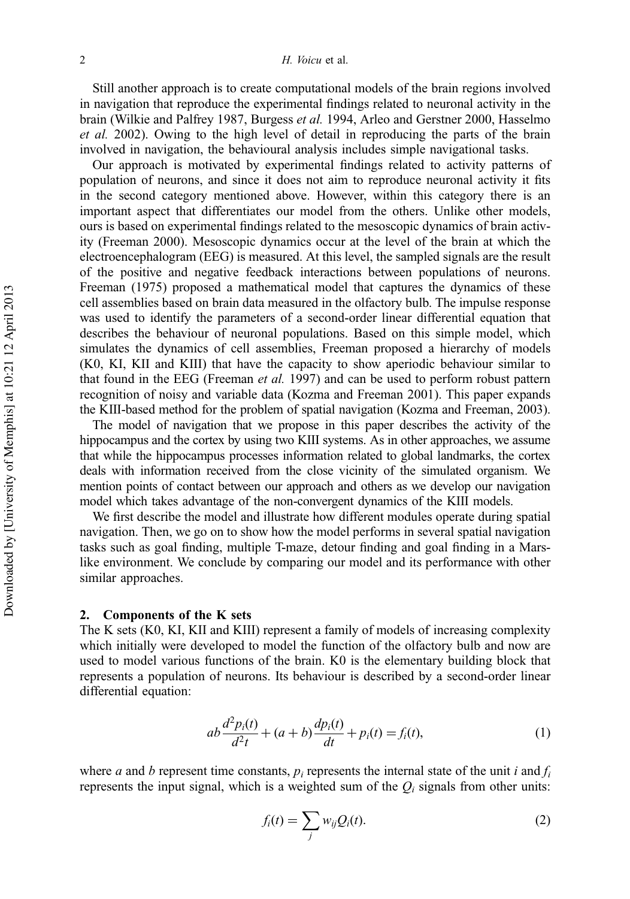Still another approach is to create computational models of the brain regions involved in navigation that reproduce the experimental findings related to neuronal activity in the brain (Wilkie and Palfrey 1987, Burgess *et al.* 1994, Arleo and Gerstner 2000, Hasselmo *et al.* 2002). Owing to the high level of detail in reproducing the parts of the brain involved in navigation, the behavioural analysis includes simple navigational tasks.

Our approach is motivated by experimental findings related to activity patterns of population of neurons, and since it does not aim to reproduce neuronal activity it fits in the second category mentioned above. However, within this category there is an important aspect that differentiates our model from the others. Unlike other models, ours is based on experimental findings related to the mesoscopic dynamics of brain activity (Freeman 2000). Mesoscopic dynamics occur at the level of the brain at which the electroencephalogram (EEG) is measured. At this level, the sampled signals are the result of the positive and negative feedback interactions between populations of neurons. Freeman (1975) proposed a mathematical model that captures the dynamics of these cell assemblies based on brain data measured in the olfactory bulb. The impulse response was used to identify the parameters of a second-order linear differential equation that describes the behaviour of neuronal populations. Based on this simple model, which simulates the dynamics of cell assemblies, Freeman proposed a hierarchy of models (K0, KI, KII and KIII) that have the capacity to show aperiodic behaviour similar to that found in the EEG (Freeman *et al.* 1997) and can be used to perform robust pattern recognition of noisy and variable data (Kozma and Freeman 2001). This paper expands the KIII-based method for the problem of spatial navigation (Kozma and Freeman, 2003).

The model of navigation that we propose in this paper describes the activity of the hippocampus and the cortex by using two KIII systems. As in other approaches, we assume that while the hippocampus processes information related to global landmarks, the cortex deals with information received from the close vicinity of the simulated organism. We mention points of contact between our approach and others as we develop our navigation model which takes advantage of the non-convergent dynamics of the KIII models.

We first describe the model and illustrate how different modules operate during spatial navigation. Then, we go on to show how the model performs in several spatial navigation tasks such as goal finding, multiple T-maze, detour finding and goal finding in a Mars-like environment. We conclude by comparing our model and its performance with other similar approaches.

## 2. Components of the K sets

The K sets (K0, KI, KII and KIII) represent a family of models of increasing complexity which initially were developed to model the function of the olfactory bulb and now are used to model various functions of the brain. K0 is the elementary building block that represents a population of neurons. Its behaviour is described by a second-order linear differential equation:

$$ab\frac{d^2p_i(t)}{d^2t} + (a+b)\frac{dp_i(t)}{dt} + p_i(t) = f_i(t), \tag{1}$$

where $a$ and $b$ represent time constants, $p_i$ represents the internal state of the unit $i$ and $f_i$ represents the input signal, which is a weighted sum of the $Q_i$ signals from other units:

$$f_i(t) = \sum_j w_{ij} Q_i(t). \tag{2}$$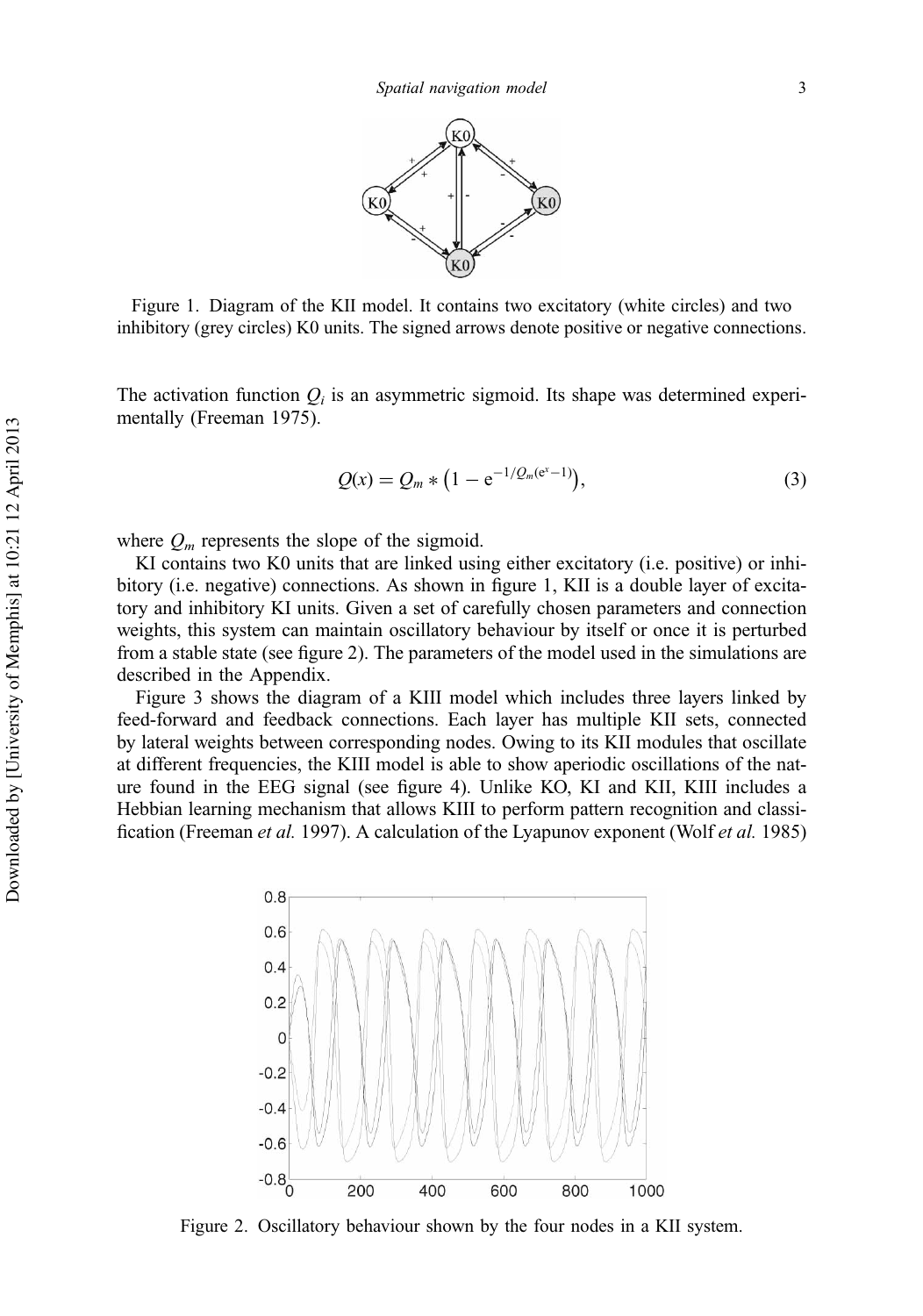Figure 1. Diagram of the KII model. It contains two excitatory (white circles) and two inhibitory (grey circles) K0 units. The signed arrows denote positive or negative connections.

The activation function $Q_i$ is an asymmetric sigmoid. Its shape was determined experimentally (Freeman 1975).

$$Q(x) = Q_m * \left(1 - e^{-1/Q_m(e^x - 1)}\right), \tag{3}$$

where $Q_m$ represents the slope of the sigmoid.

KI contains two K0 units that are linked using either excitatory (i.e. positive) or inhibitory (i.e. negative) connections. As shown in figure 1, KII is a double layer of excitatory and inhibitory KI units. Given a set of carefully chosen parameters and connection weights, this system can maintain oscillatory behaviour by itself or once it is perturbed from a stable state (see figure 2). The parameters of the model used in the simulations are described in the Appendix.

Figure 3 shows the diagram of a KIII model which includes three layers linked by feed-forward and feedback connections. Each layer has multiple KII sets, connected by lateral weights between corresponding nodes. Owing to its KII modules that oscillate at different frequencies, the KIII model is able to show aperiodic oscillations of the nature found in the EEG signal (see figure 4). Unlike KO, KI and KII, KIII includes a Hebbian learning mechanism that allows KIII to perform pattern recognition and classification (Freeman *et al.* 1997). A calculation of the Lyapunov exponent (Wolf *et al.* 1985)

Figure 2. Oscillatory behaviour shown by the four nodes in a KII system.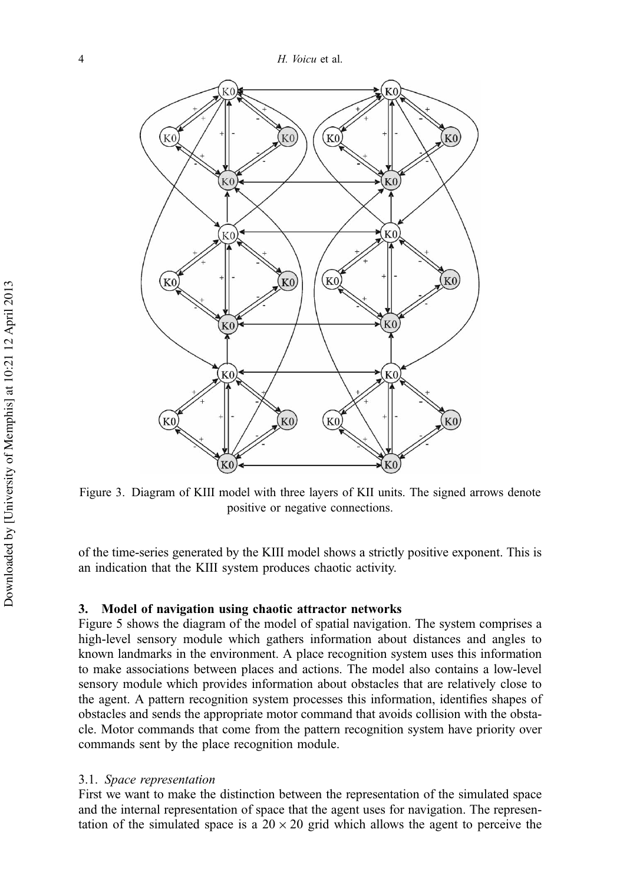Figure 3. Diagram of KIII model with three layers of KII units. The signed arrows denote positive or negative connections.

of the time-series generated by the KIII model shows a strictly positive exponent. This is an indication that the KIII system produces chaotic activity.

## 3. Model of navigation using chaotic attractor networks

Figure 5 shows the diagram of the model of spatial navigation. The system comprises a high-level sensory module which gathers information about distances and angles to known landmarks in the environment. A place recognition system uses this information to make associations between places and actions. The model also contains a low-level sensory module which provides information about obstacles that are relatively close to the agent. A pattern recognition system processes this information, identifies shapes of obstacles and sends the appropriate motor command that avoids collision with the obstacle. Motor commands that come from the pattern recognition system have priority over commands sent by the place recognition module.

### 3.1. *Space representation*

First we want to make the distinction between the representation of the simulated space and the internal representation of space that the agent uses for navigation. The representation of the simulated space is a $20 \times 20$ grid which allows the agent to perceive the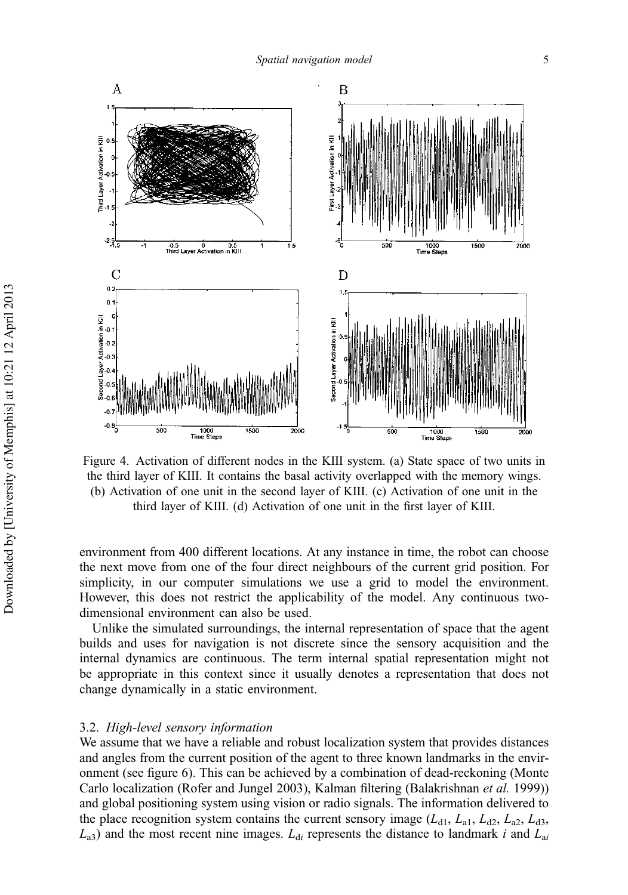Figure 4. Activation of different nodes in the KIII system. (a) State space of two units in the third layer of KIII. It contains the basal activity overlapped with the memory wings. (b) Activation of one unit in the second layer of KIII. (c) Activation of one unit in the third layer of KIII. (d) Activation of one unit in the first layer of KIII.

environment from 400 different locations. At any instance in time, the robot can choose the next move from one of the four direct neighbours of the current grid position. For simplicity, in our computer simulations we use a grid to model the environment. However, this does not restrict the applicability of the model. Any continuous two-dimensional environment can also be used.

Unlike the simulated surroundings, the internal representation of space that the agent builds and uses for navigation is not discrete since the sensory acquisition and the internal dynamics are continuous. The term internal spatial representation might not be appropriate in this context since it usually denotes a representation that does not change dynamically in a static environment.

### 3.2. *High-level sensory information*

We assume that we have a reliable and robust localization system that provides distances and angles from the current position of the agent to three known landmarks in the environment (see figure 6). This can be achieved by a combination of dead-reckoning (Monte Carlo localization (Rofer and Jungel 2003), Kalman filtering (Balakrishnan *et al.* 1999)) and global positioning system using vision or radio signals. The information delivered to the place recognition system contains the current sensory image ($L_{d1}$, $L_{a1}$, $L_{d2}$, $L_{a2}$, $L_{d3}$, $L_{a3}$) and the most recent nine images. $L_{di}$ represents the distance to landmark $i$ and $L_{ai}$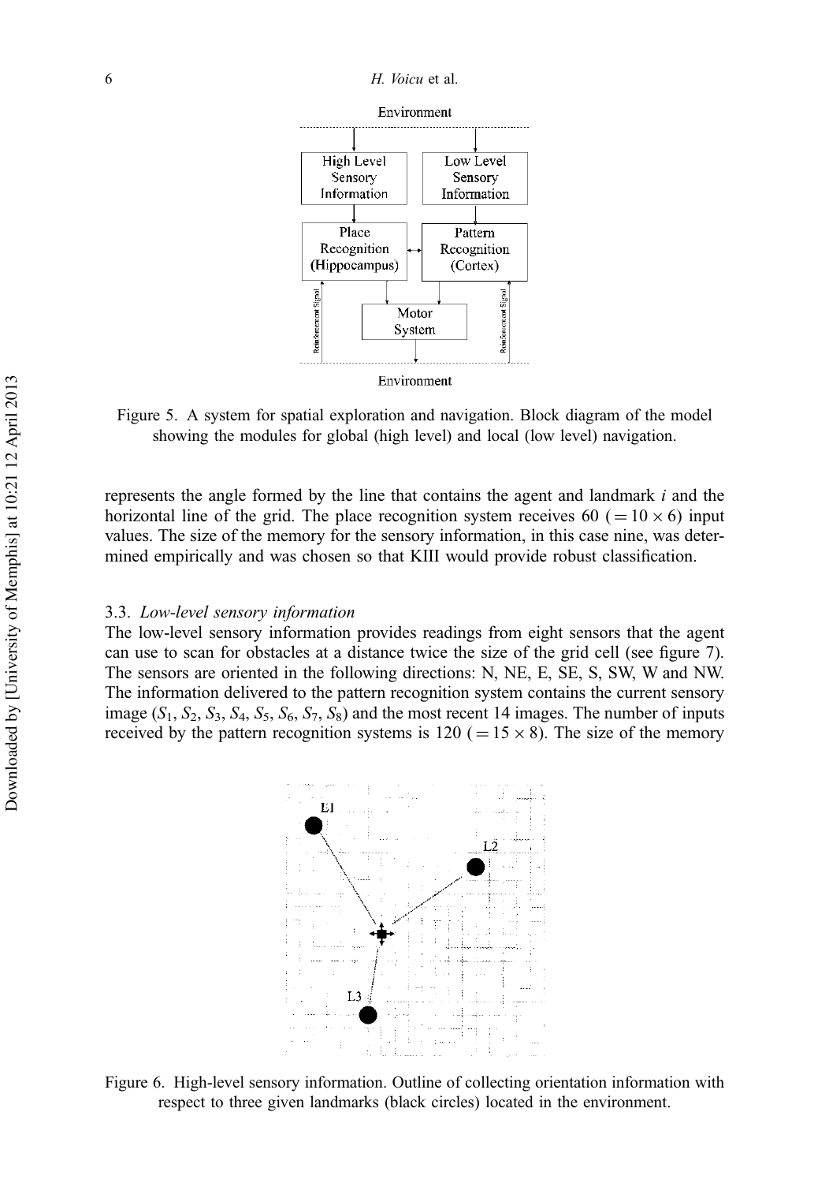Figure 5. A system for spatial exploration and navigation. Block diagram of the model showing the modules for global (high level) and local (low level) navigation.

represents the angle formed by the line that contains the agent and landmark $i$ and the horizontal line of the grid. The place recognition system receives 60 ($= 10 \times 6$) input values. The size of the memory for the sensory information, in this case nine, was determined empirically and was chosen so that KIII would provide robust classification.

### 3.3. *Low-level sensory information*

The low-level sensory information provides readings from eight sensors that the agent can use to scan for obstacles at a distance twice the size of the grid cell (see figure 7). The sensors are oriented in the following directions: N, NE, E, SE, S, SW, W and NW. The information delivered to the pattern recognition system contains the current sensory image ($S_1$, $S_2$, $S_3$, $S_4$, $S_5$, $S_6$, $S_7$, $S_8$) and the most recent 14 images. The number of inputs received by the pattern recognition systems is 120 ($= 15 \times 8$). The size of the memory

Figure 6. High-level sensory information. Outline of collecting orientation information with respect to three given landmarks (black circles) located in the environment.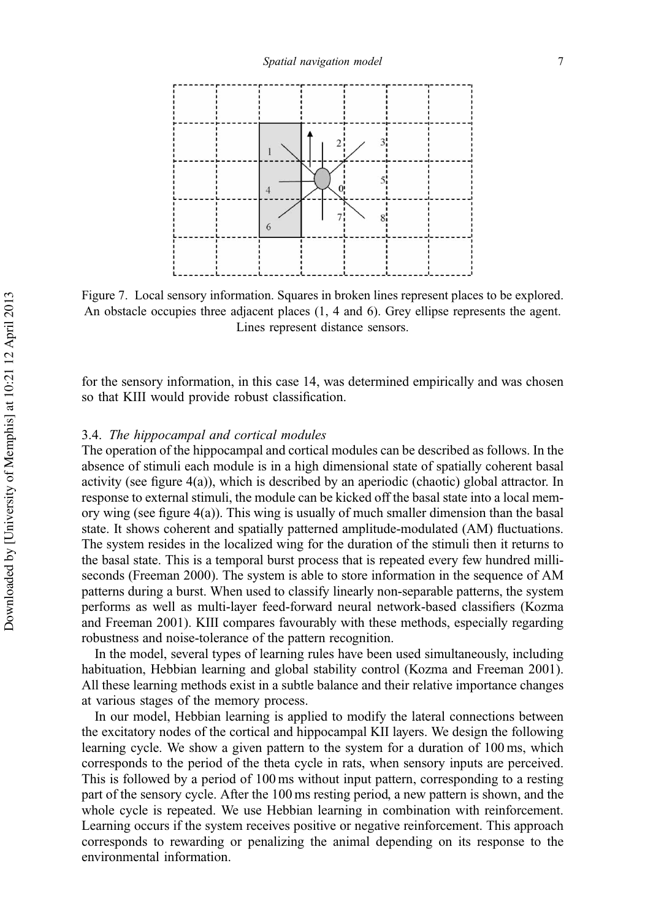Figure 7. Local sensory information. Squares in broken lines represent places to be explored. An obstacle occupies three adjacent places (1, 4 and 6). Grey ellipse represents the agent. Lines represent distance sensors.

for the sensory information, in this case 14, was determined empirically and was chosen so that KIII would provide robust classification.

### 3.4. *The hippocampal and cortical modules*

The operation of the hippocampal and cortical modules can be described as follows. In the absence of stimuli each module is in a high dimensional state of spatially coherent basal activity (see figure 4(a)), which is described by an aperiodic (chaotic) global attractor. In response to external stimuli, the module can be kicked off the basal state into a local memory wing (see figure 4(a)). This wing is usually of much smaller dimension than the basal state. It shows coherent and spatially patterned amplitude-modulated (AM) fluctuations. The system resides in the localized wing for the duration of the stimuli then it returns to the basal state. This is a temporal burst process that is repeated every few hundred milliseconds (Freeman 2000). The system is able to store information in the sequence of AM patterns during a burst. When used to classify linearly non-separable patterns, the system performs as well as multi-layer feed-forward neural network-based classifiers (Kozma and Freeman 2001). KIII compares favourably with these methods, especially regarding robustness and noise-tolerance of the pattern recognition.

In the model, several types of learning rules have been used simultaneously, including habituation, Hebbian learning and global stability control (Kozma and Freeman 2001). All these learning methods exist in a subtle balance and their relative importance changes at various stages of the memory process.

In our model, Hebbian learning is applied to modify the lateral connections between the excitatory nodes of the cortical and hippocampal KII layers. We design the following learning cycle. We show a given pattern to the system for a duration of 100 ms, which corresponds to the period of the theta cycle in rats, when sensory inputs are perceived. This is followed by a period of 100 ms without input pattern, corresponding to a resting part of the sensory cycle. After the 100 ms resting period, a new pattern is shown, and the whole cycle is repeated. We use Hebbian learning in combination with reinforcement. Learning occurs if the system receives positive or negative reinforcement. This approach corresponds to rewarding or penalizing the animal depending on its response to the environmental information.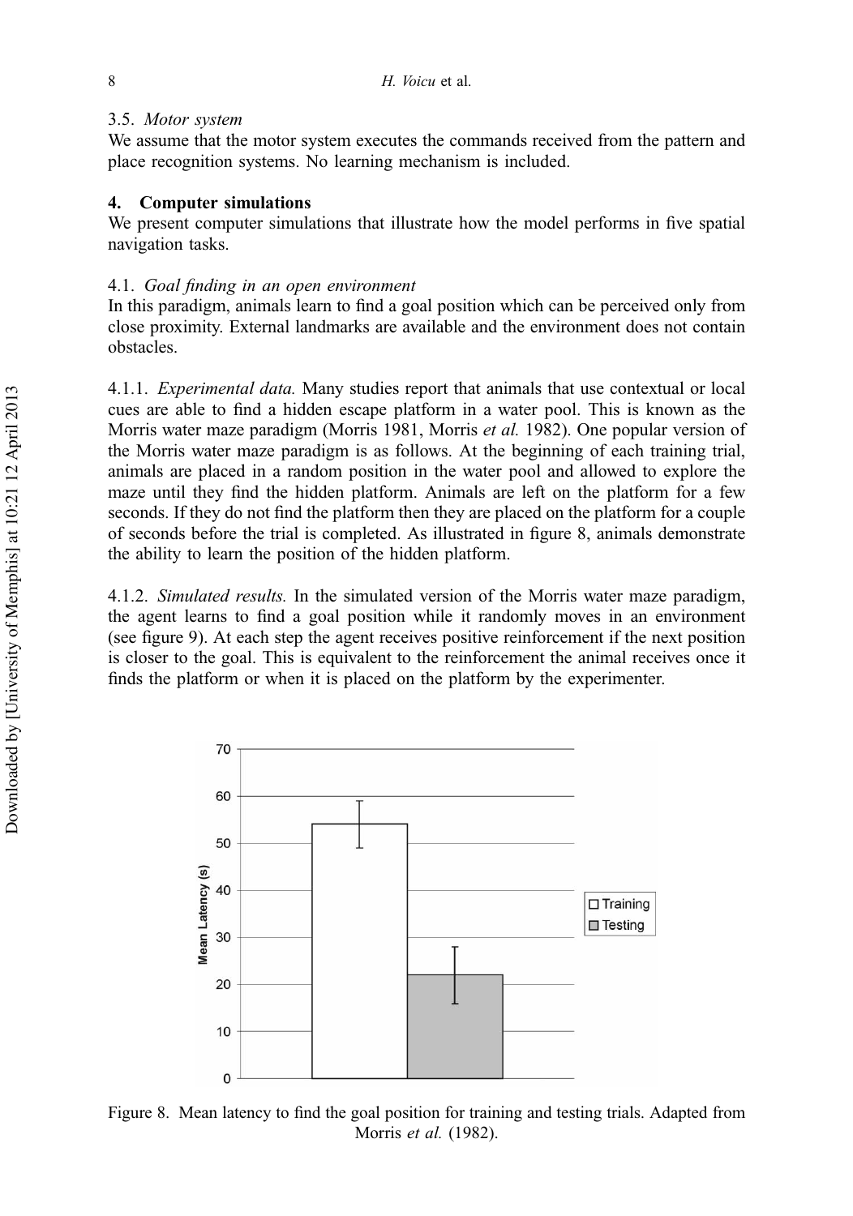### 3.5. *Motor system*

We assume that the motor system executes the commands received from the pattern and place recognition systems. No learning mechanism is included.

## 4. Computer simulations

We present computer simulations that illustrate how the model performs in five spatial navigation tasks.

### 4.1. *Goal finding in an open environment*

In this paradigm, animals learn to find a goal position which can be perceived only from close proximity. External landmarks are available and the environment does not contain obstacles.

4.1.1. *Experimental data.* Many studies report that animals that use contextual or local cues are able to find a hidden escape platform in a water pool. This is known as the Morris water maze paradigm (Morris 1981, Morris *et al.* 1982). One popular version of the Morris water maze paradigm is as follows. At the beginning of each training trial, animals are placed in a random position in the water pool and allowed to explore the maze until they find the hidden platform. Animals are left on the platform for a few seconds. If they do not find the platform then they are placed on the platform for a couple of seconds before the trial is completed. As illustrated in figure 8, animals demonstrate the ability to learn the position of the hidden platform.

4.1.2. *Simulated results.* In the simulated version of the Morris water maze paradigm, the agent learns to find a goal position while it randomly moves in an environment (see figure 9). At each step the agent receives positive reinforcement if the next position is closer to the goal. This is equivalent to the reinforcement the animal receives once it finds the platform or when it is placed on the platform by the experimenter.

Figure 8. Mean latency to find the goal position for training and testing trials. Adapted from Morris *et al.* (1982).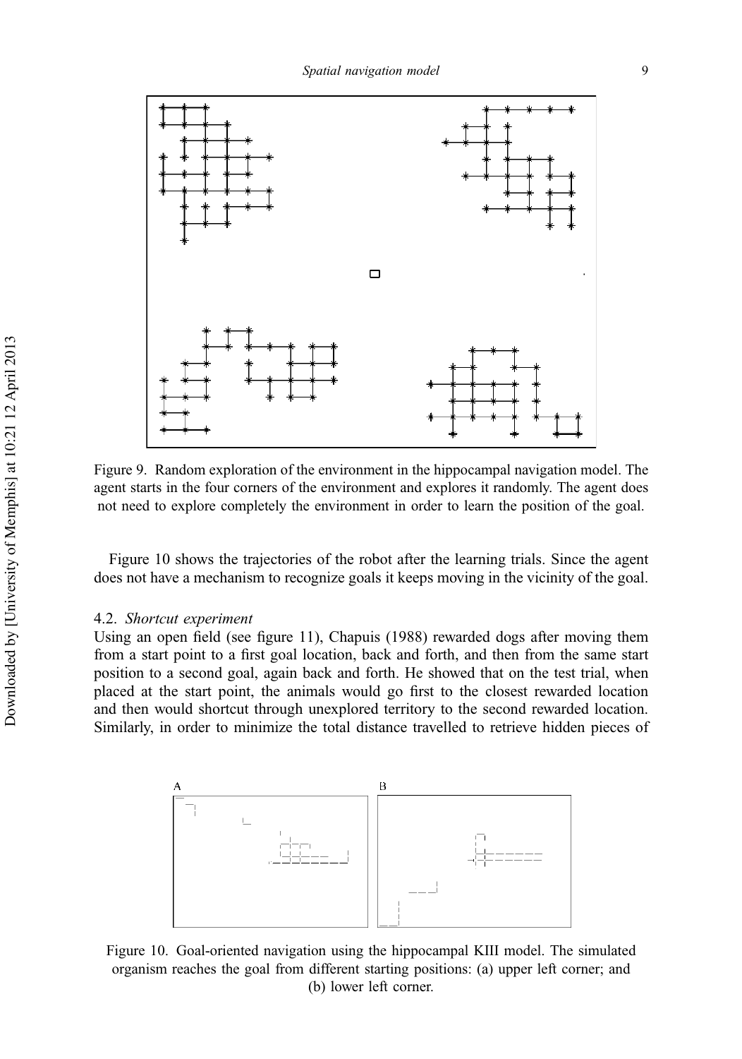Figure 9. Random exploration of the environment in the hippocampal navigation model. The agent starts in the four corners of the environment and explores it randomly. The agent does not need to explore completely the environment in order to learn the position of the goal.

Figure 10 shows the trajectories of the robot after the learning trials. Since the agent does not have a mechanism to recognize goals it keeps moving in the vicinity of the goal.

### 4.2. *Shortcut experiment*

Using an open field (see figure 11), Chapuis (1988) rewarded dogs after moving them from a start point to a first goal location, back and forth, and then from the same start position to a second goal, again back and forth. He showed that on the test trial, when placed at the start point, the animals would go first to the closest rewarded location and then would shortcut through unexplored territory to the second rewarded location. Similarly, in order to minimize the total distance travelled to retrieve hidden pieces of

Figure 10. Goal-oriented navigation using the hippocampal KIII model. The simulated organism reaches the goal from different starting positions: (a) upper left corner; and (b) lower left corner.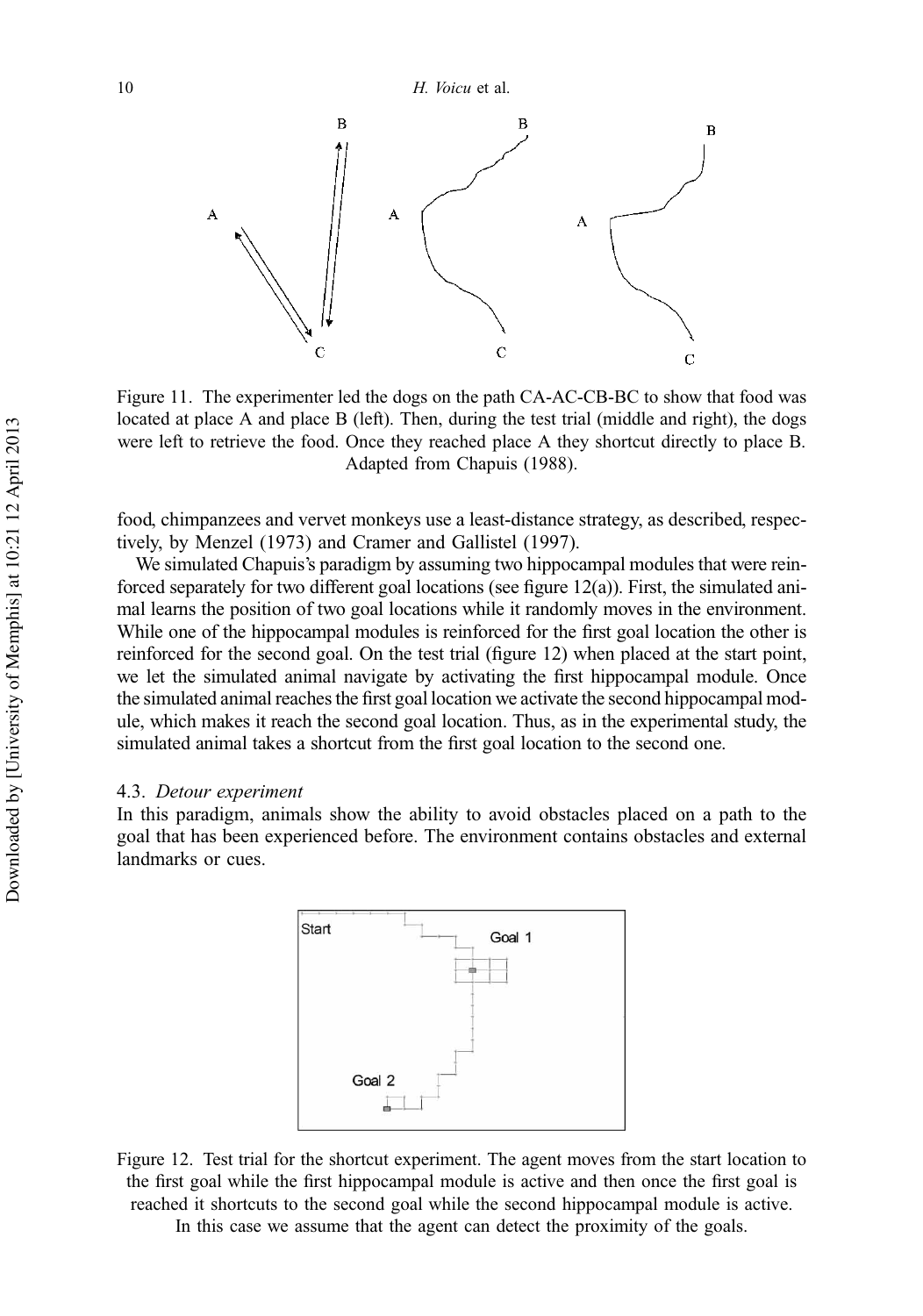Figure 11. The experimenter led the dogs on the path CA-AC-CB-BC to show that food was located at place A and place B (left). Then, during the test trial (middle and right), the dogs were left to retrieve the food. Once they reached place A they shortcut directly to place B. Adapted from Chapuis (1988).

food, chimpanzees and vervet monkeys use a least-distance strategy, as described, respectively, by Menzel (1973) and Cramer and Gallistel (1997).

We simulated Chapuis's paradigm by assuming two hippocampal modules that were reinforced separately for two different goal locations (see figure 12(a)). First, the simulated animal learns the position of two goal locations while it randomly moves in the environment. While one of the hippocampal modules is reinforced for the first goal location the other is reinforced for the second goal. On the test trial (figure 12) when placed at the start point, we let the simulated animal navigate by activating the first hippocampal module. Once the simulated animal reaches the first goal location we activate the second hippocampal module, which makes it reach the second goal location. Thus, as in the experimental study, the simulated animal takes a shortcut from the first goal location to the second one.

### 4.3. *Detour experiment*

In this paradigm, animals show the ability to avoid obstacles placed on a path to the goal that has been experienced before. The environment contains obstacles and external landmarks or cues.

Figure 12. Test trial for the shortcut experiment. The agent moves from the start location to the first goal while the first hippocampal module is active and then once the first goal is reached it shortcuts to the second goal while the second hippocampal module is active. In this case we assume that the agent can detect the proximity of the goals.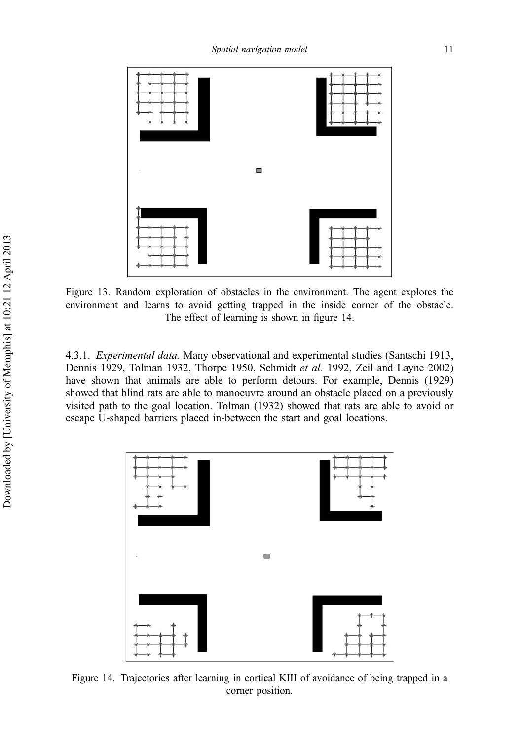Figure 13. Random exploration of obstacles in the environment. The agent explores the environment and learns to avoid getting trapped in the inside corner of the obstacle. The effect of learning is shown in figure 14.

4.3.1. *Experimental data.* Many observational and experimental studies (Santschi 1913, Dennis 1929, Tolman 1932, Thorpe 1950, Schmidt *et al.* 1992, Zeil and Layne 2002) have shown that animals are able to perform detours. For example, Dennis (1929) showed that blind rats are able to manoeuvre around an obstacle placed on a previously visited path to the goal location. Tolman (1932) showed that rats are able to avoid or escape U-shaped barriers placed in-between the start and goal locations.

Figure 14. Trajectories after learning in cortical KIII of avoidance of being trapped in a corner position.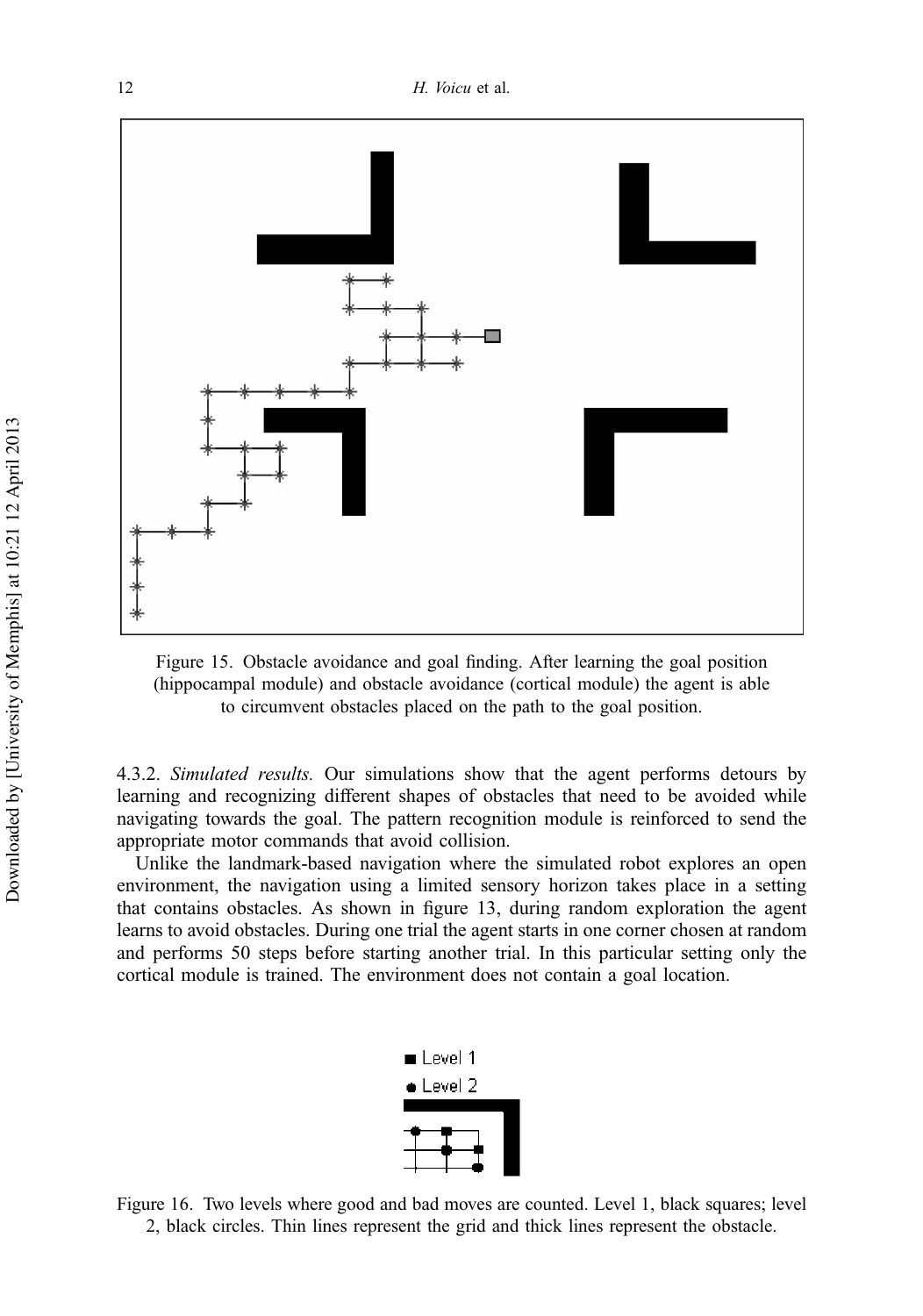Figure 15. Obstacle avoidance and goal finding. After learning the goal position (hippocampal module) and obstacle avoidance (cortical module) the agent is able to circumvent obstacles placed on the path to the goal position.

4.3.2. *Simulated results.* Our simulations show that the agent performs detours by learning and recognizing different shapes of obstacles that need to be avoided while navigating towards the goal. The pattern recognition module is reinforced to send the appropriate motor commands that avoid collision.

Unlike the landmark-based navigation where the simulated robot explores an open environment, the navigation using a limited sensory horizon takes place in a setting that contains obstacles. As shown in figure 13, during random exploration the agent learns to avoid obstacles. During one trial the agent starts in one corner chosen at random and performs 50 steps before starting another trial. In this particular setting only the cortical module is trained. The environment does not contain a goal location.

Figure 16. Two levels where good and bad moves are counted. Level 1, black squares; level 2, black circles. Thin lines represent the grid and thick lines represent the obstacle.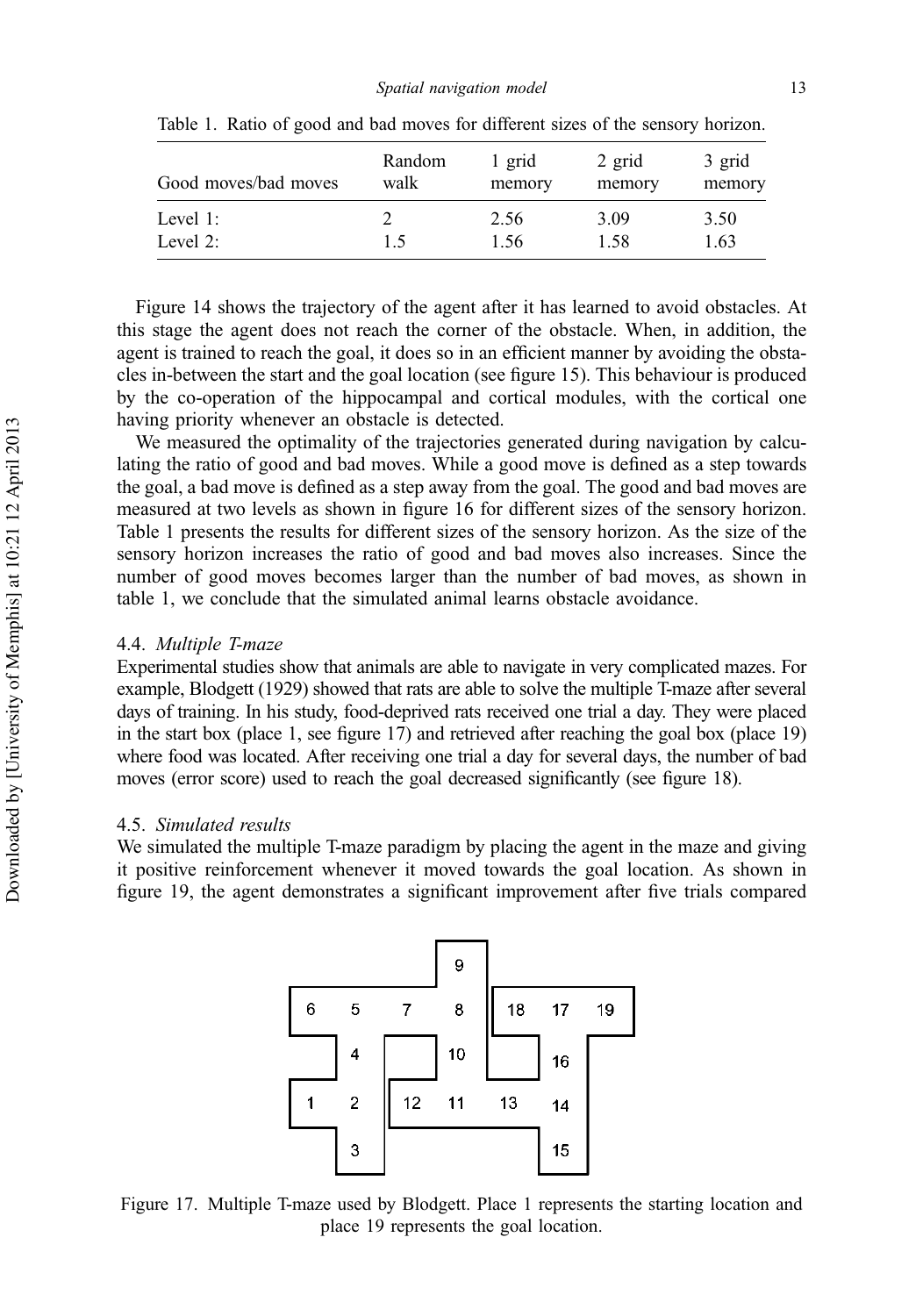Table 1. Ratio of good and bad moves for different sizes of the sensory horizon.

| Good moves/bad moves | Random walk | 1 grid memory | 2 grid memory | 3 grid memory |
|---|---|---|---|---|
| Level 1: | 2 | 2.56 | 3.09 | 3.50 |
| Level 2: | 1.5 | 1.56 | 1.58 | 1.63 |

Figure 14 shows the trajectory of the agent after it has learned to avoid obstacles. At this stage the agent does not reach the corner of the obstacle. When, in addition, the agent is trained to reach the goal, it does so in an efficient manner by avoiding the obstacles in-between the start and the goal location (see figure 15). This behaviour is produced by the co-operation of the hippocampal and cortical modules, with the cortical one having priority whenever an obstacle is detected.

We measured the optimality of the trajectories generated during navigation by calculating the ratio of good and bad moves. While a good move is defined as a step towards the goal, a bad move is defined as a step away from the goal. The good and bad moves are measured at two levels as shown in figure 16 for different sizes of the sensory horizon. Table 1 presents the results for different sizes of the sensory horizon. As the size of the sensory horizon increases the ratio of good and bad moves also increases. Since the number of good moves becomes larger than the number of bad moves, as shown in table 1, we conclude that the simulated animal learns obstacle avoidance.

### 4.4. *Multiple T-maze*

Experimental studies show that animals are able to navigate in very complicated mazes. For example, Blodgett (1929) showed that rats are able to solve the multiple T-maze after several days of training. In his study, food-deprived rats received one trial a day. They were placed in the start box (place 1, see figure 17) and retrieved after reaching the goal box (place 19) where food was located. After receiving one trial a day for several days, the number of bad moves (error score) used to reach the goal decreased significantly (see figure 18).

### 4.5. *Simulated results*

We simulated the multiple T-maze paradigm by placing the agent in the maze and giving it positive reinforcement whenever it moved towards the goal location. As shown in figure 19, the agent demonstrates a significant improvement after five trials compared

Figure 17. Multiple T-maze used by Blodgett. Place 1 represents the starting location and place 19 represents the goal location.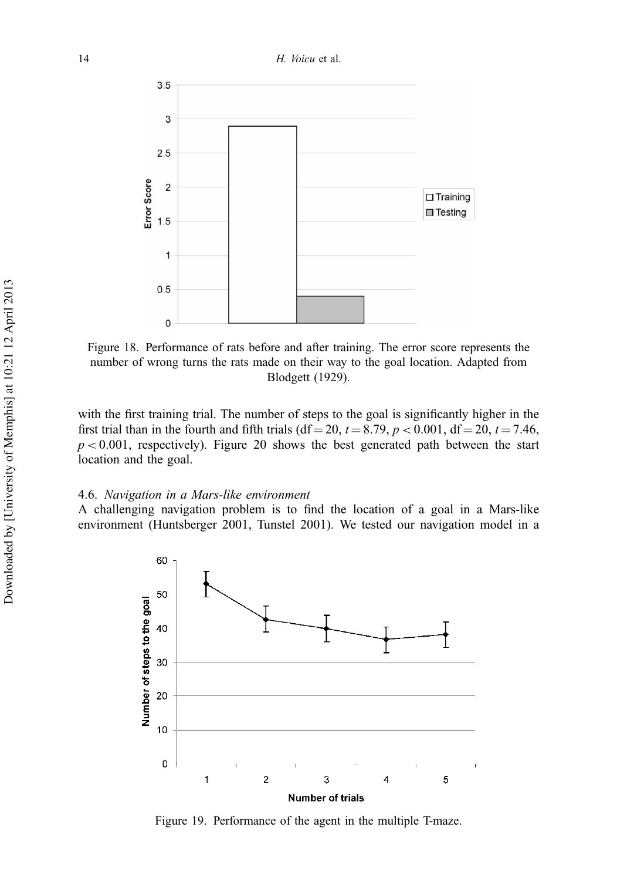Figure 18. Performance of rats before and after training. The error score represents the number of wrong turns the rats made on their way to the goal location. Adapted from Blodgett (1929).

with the first training trial. The number of steps to the goal is significantly higher in the first trial than in the fourth and fifth trials ($\mathrm{df} = 20$, $t = 8.79$, $p < 0.001$, $\mathrm{df} = 20$, $t = 7.46$, $p < 0.001$, respectively). Figure 20 shows the best generated path between the start location and the goal.

### 4.6. *Navigation in a Mars-like environment*

A challenging navigation problem is to find the location of a goal in a Mars-like environment (Huntsberger 2001, Tunstel 2001). We tested our navigation model in a

Figure 19. Performance of the agent in the multiple T-maze.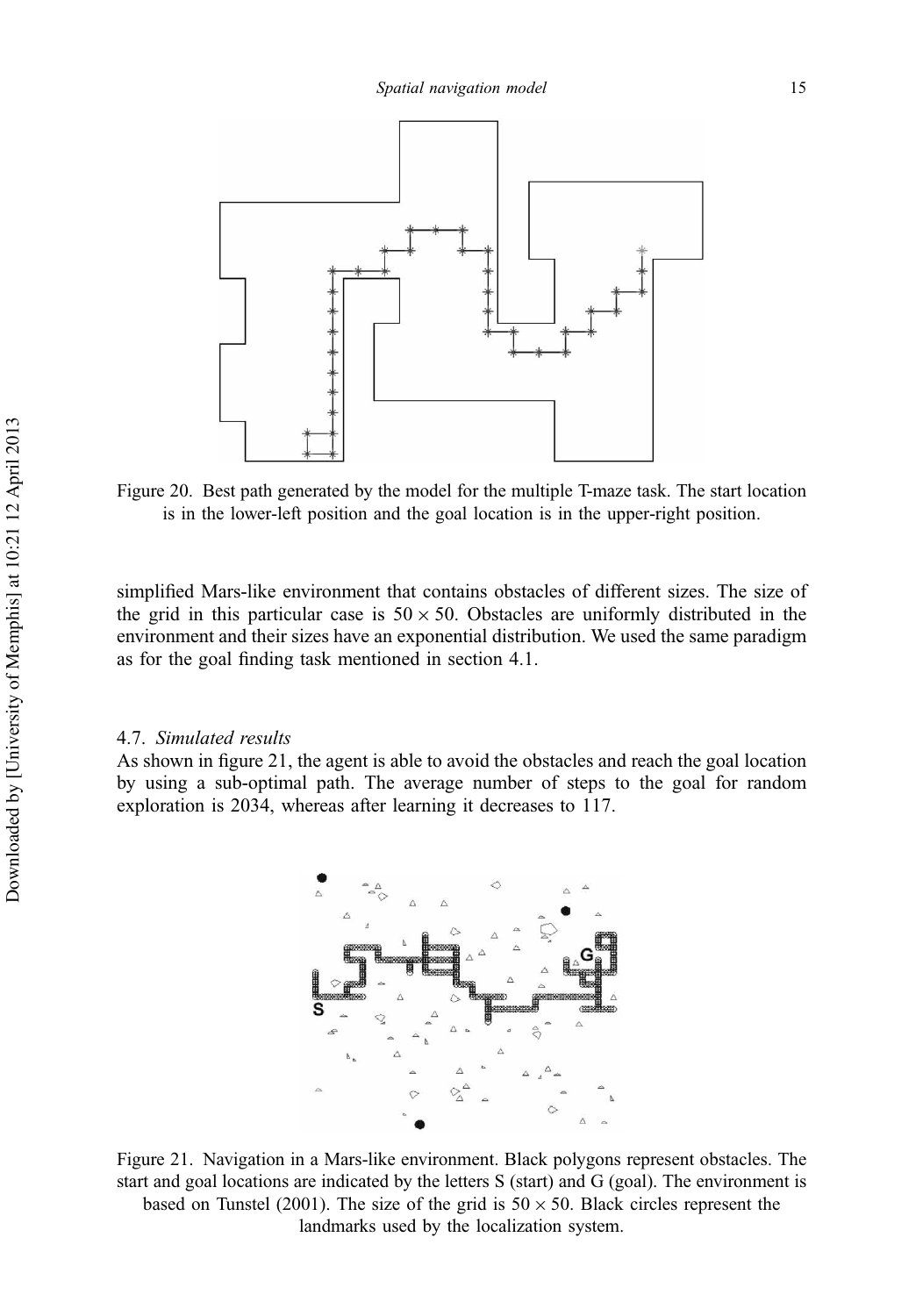Figure 20. Best path generated by the model for the multiple T-maze task. The start location is in the lower-left position and the goal location is in the upper-right position.

simplified Mars-like environment that contains obstacles of different sizes. The size of the grid in this particular case is $50 \times 50$. Obstacles are uniformly distributed in the environment and their sizes have an exponential distribution. We used the same paradigm as for the goal finding task mentioned in section 4.1.

### 4.7. *Simulated results*

As shown in figure 21, the agent is able to avoid the obstacles and reach the goal location by using a sub-optimal path. The average number of steps to the goal for random exploration is 2034, whereas after learning it decreases to 117.

Figure 21. Navigation in a Mars-like environment. Black polygons represent obstacles. The start and goal locations are indicated by the letters S (start) and G (goal). The environment is based on Tunstel (2001). The size of the grid is $50 \times 50$. Black circles represent the landmarks used by the localization system.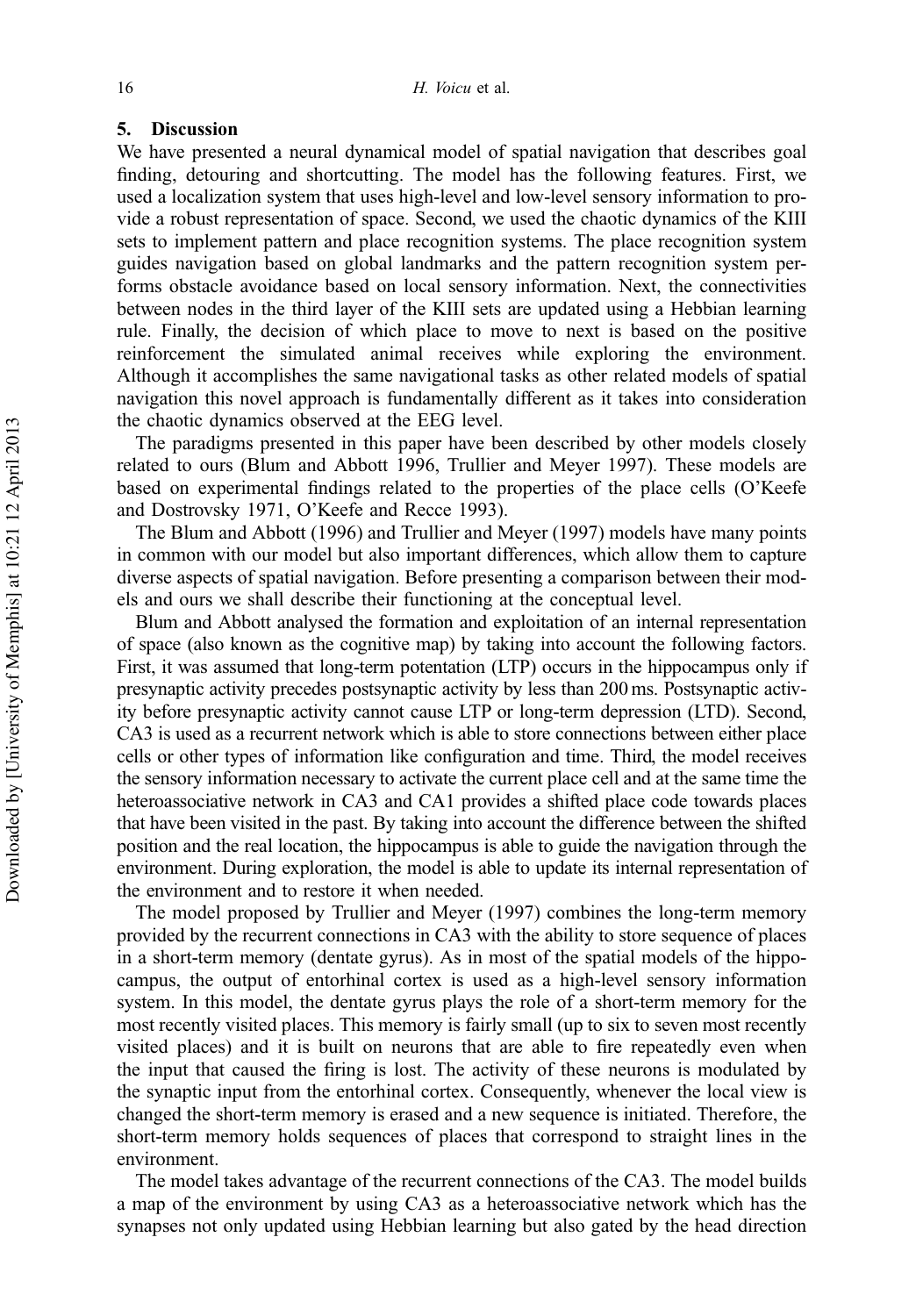## 5. Discussion

We have presented a neural dynamical model of spatial navigation that describes goal finding, detouring and shortcutting. The model has the following features. First, we used a localization system that uses high-level and low-level sensory information to provide a robust representation of space. Second, we used the chaotic dynamics of the KIII sets to implement pattern and place recognition systems. The place recognition system guides navigation based on global landmarks and the pattern recognition system performs obstacle avoidance based on local sensory information. Next, the connectivities between nodes in the third layer of the KIII sets are updated using a Hebbian learning rule. Finally, the decision of which place to move to next is based on the positive reinforcement the simulated animal receives while exploring the environment. Although it accomplishes the same navigational tasks as other related models of spatial navigation this novel approach is fundamentally different as it takes into consideration the chaotic dynamics observed at the EEG level.

The paradigms presented in this paper have been described by other models closely related to ours (Blum and Abbott 1996, Trullier and Meyer 1997). These models are based on experimental findings related to the properties of the place cells (O'Keefe and Dostrovsky 1971, O'Keefe and Recce 1993).

The Blum and Abbott (1996) and Trullier and Meyer (1997) models have many points in common with our model but also important differences, which allow them to capture diverse aspects of spatial navigation. Before presenting a comparison between their models and ours we shall describe their functioning at the conceptual level.

Blum and Abbott analysed the formation and exploitation of an internal representation of space (also known as the cognitive map) by taking into account the following factors. First, it was assumed that long-term potentation (LTP) occurs in the hippocampus only if presynaptic activity precedes postsynaptic activity by less than 200 ms. Postsynaptic activity before presynaptic activity cannot cause LTP or long-term depression (LTD). Second, CA3 is used as a recurrent network which is able to store connections between either place cells or other types of information like configuration and time. Third, the model receives the sensory information necessary to activate the current place cell and at the same time the heteroassociative network in CA3 and CA1 provides a shifted place code towards places that have been visited in the past. By taking into account the difference between the shifted position and the real location, the hippocampus is able to guide the navigation through the environment. During exploration, the model is able to update its internal representation of the environment and to restore it when needed.

The model proposed by Trullier and Meyer (1997) combines the long-term memory provided by the recurrent connections in CA3 with the ability to store sequence of places in a short-term memory (dentate gyrus). As in most of the spatial models of the hippocampus, the output of entorhinal cortex is used as a high-level sensory information system. In this model, the dentate gyrus plays the role of a short-term memory for the most recently visited places. This memory is fairly small (up to six to seven most recently visited places) and it is built on neurons that are able to fire repeatedly even when the input that caused the firing is lost. The activity of these neurons is modulated by the synaptic input from the entorhinal cortex. Consequently, whenever the local view is changed the short-term memory is erased and a new sequence is initiated. Therefore, the short-term memory holds sequences of places that correspond to straight lines in the environment.

The model takes advantage of the recurrent connections of the CA3. The model builds a map of the environment by using CA3 as a heteroassociative network which has the synapses not only updated using Hebbian learning but also gated by the head direction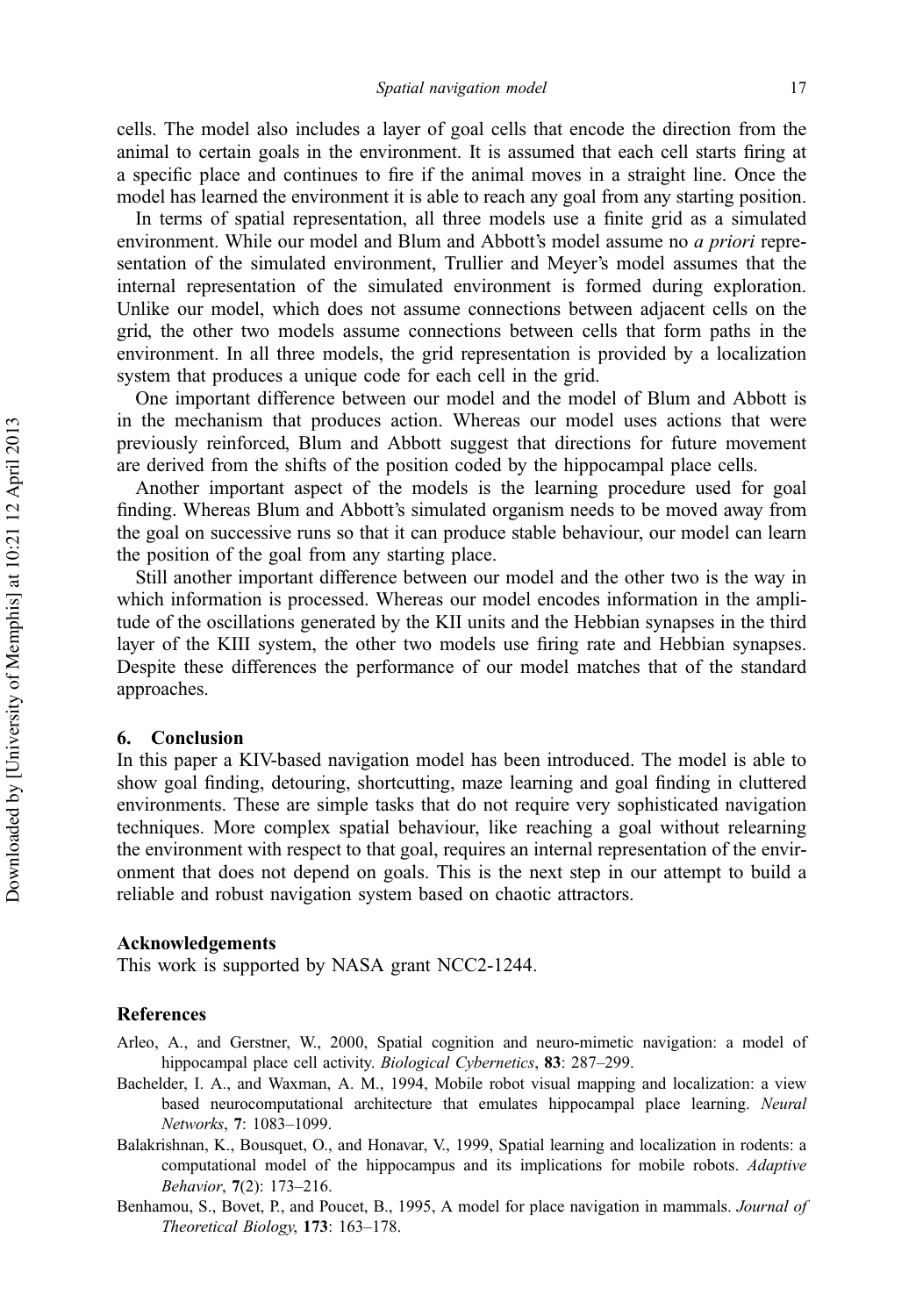cells. The model also includes a layer of goal cells that encode the direction from the animal to certain goals in the environment. It is assumed that each cell starts firing at a specific place and continues to fire if the animal moves in a straight line. Once the model has learned the environment it is able to reach any goal from any starting position.

In terms of spatial representation, all three models use a finite grid as a simulated environment. While our model and Blum and Abbott's model assume no *a priori* representation of the simulated environment, Trullier and Meyer's model assumes that the internal representation of the simulated environment is formed during exploration. Unlike our model, which does not assume connections between adjacent cells on the grid, the other two models assume connections between cells that form paths in the environment. In all three models, the grid representation is provided by a localization system that produces a unique code for each cell in the grid.

One important difference between our model and the model of Blum and Abbott is in the mechanism that produces action. Whereas our model uses actions that were previously reinforced, Blum and Abbott suggest that directions for future movement are derived from the shifts of the position coded by the hippocampal place cells.

Another important aspect of the models is the learning procedure used for goal finding. Whereas Blum and Abbott's simulated organism needs to be moved away from the goal on successive runs so that it can produce stable behaviour, our model can learn the position of the goal from any starting place.

Still another important difference between our model and the other two is the way in which information is processed. Whereas our model encodes information in the amplitude of the oscillations generated by the KII units and the Hebbian synapses in the third layer of the KIII system, the other two models use firing rate and Hebbian synapses. Despite these differences the performance of our model matches that of the standard approaches.

## 6. Conclusion

In this paper a KIV-based navigation model has been introduced. The model is able to show goal finding, detouring, shortcutting, maze learning and goal finding in cluttered environments. These are simple tasks that do not require very sophisticated navigation techniques. More complex spatial behaviour, like reaching a goal without relearning the environment with respect to that goal, requires an internal representation of the environment that does not depend on goals. This is the next step in our attempt to build a reliable and robust navigation system based on chaotic attractors.

## Acknowledgements

This work is supported by NASA grant NCC2-1244.

## References

Arleo, A., and Gerstner, W., 2000, Spatial cognition and neuro-mimetic navigation: a model of hippocampal place cell activity. *Biological Cybernetics*, **83**: 287–299.

Bachelder, I. A., and Waxman, A. M., 1994, Mobile robot visual mapping and localization: a view based neurocomputational architecture that emulates hippocampal place learning. *Neural Networks*, **7**: 1083–1099.

Balakrishnan, K., Bousquet, O., and Honavar, V., 1999, Spatial learning and localization in rodents: a computational model of the hippocampus and its implications for mobile robots. *Adaptive Behavior*, **7**(2): 173–216.

Benhamou, S., Bovet, P., and Poucet, B., 1995, A model for place navigation in mammals. *Journal of Theoretical Biology*, **173**: 163–178.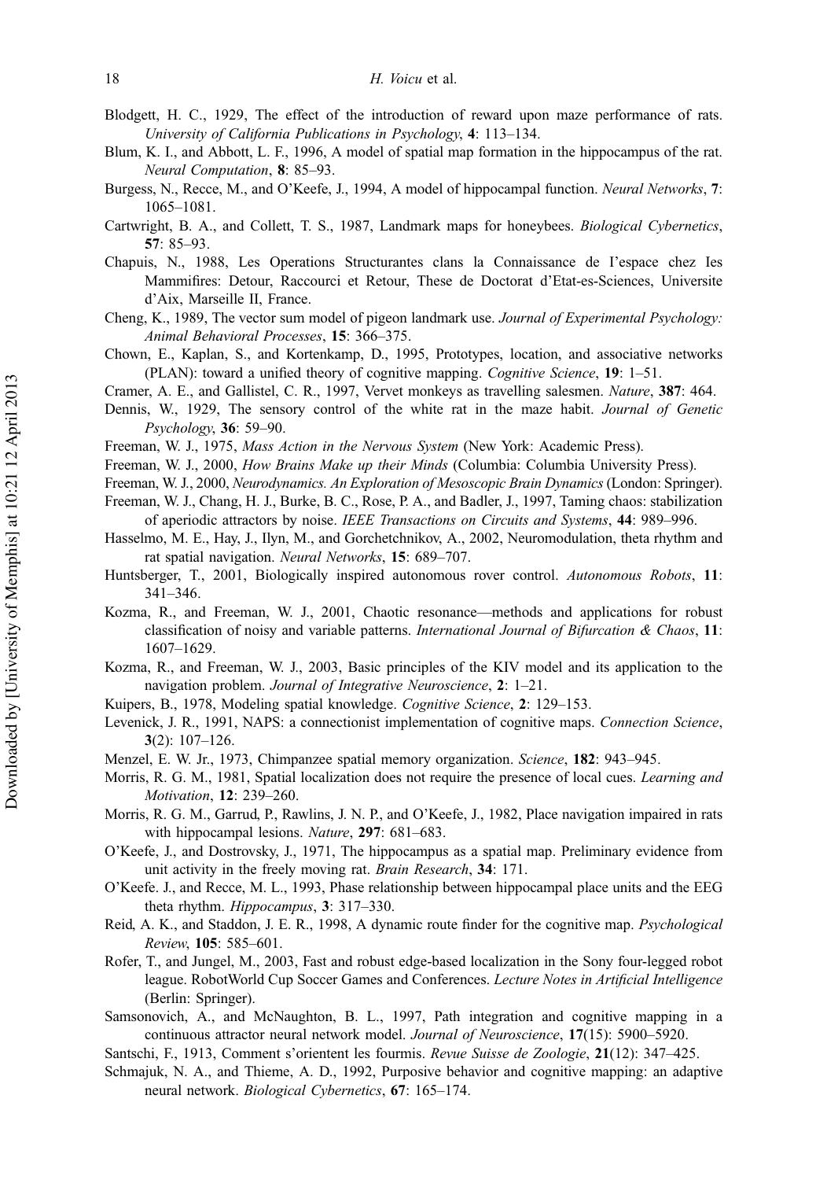Blodgett, H. C., 1929, The effect of the introduction of reward upon maze performance of rats. *University of California Publications in Psychology*, **4**: 113–134.

Blum, K. I., and Abbott, L. F., 1996, A model of spatial map formation in the hippocampus of the rat. *Neural Computation*, **8**: 85–93.

Burgess, N., Recce, M., and O'Keefe, J., 1994, A model of hippocampal function. *Neural Networks*, **7**: 1065–1081.

Cartwright, B. A., and Collett, T. S., 1987, Landmark maps for honeybees. *Biological Cybernetics*, **57**: 85–93.

Chapuis, N., 1988, Les Operations Structurantes clans la Connaissance de I'espace chez Ies Mammifires: Detour, Raccourci et Retour, These de Doctorat d'Etat-es-Sciences, Universite d'Aix, Marseille II, France.

Cheng, K., 1989, The vector sum model of pigeon landmark use. *Journal of Experimental Psychology: Animal Behavioral Processes*, **15**: 366–375.

Chown, E., Kaplan, S., and Kortenkamp, D., 1995, Prototypes, location, and associative networks (PLAN): toward a unified theory of cognitive mapping. *Cognitive Science*, **19**: 1–51.

Cramer, A. E., and Gallistel, C. R., 1997, Vervet monkeys as travelling salesmen. *Nature*, **387**: 464.

Dennis, W., 1929, The sensory control of the white rat in the maze habit. *Journal of Genetic Psychology*, **36**: 59–90.

Freeman, W. J., 1975, *Mass Action in the Nervous System* (New York: Academic Press).

Freeman, W. J., 2000, *How Brains Make up their Minds* (Columbia: Columbia University Press).

Freeman, W. J., 2000, *Neurodynamics. An Exploration of Mesoscopic Brain Dynamics* (London: Springer).

Freeman, W. J., Chang, H. J., Burke, B. C., Rose, P. A., and Badler, J., 1997, Taming chaos: stabilization of aperiodic attractors by noise. *IEEE Transactions on Circuits and Systems*, **44**: 989–996.

Hasselmo, M. E., Hay, J., Ilyn, M., and Gorchetchnikov, A., 2002, Neuromodulation, theta rhythm and rat spatial navigation. *Neural Networks*, **15**: 689–707.

Huntsberger, T., 2001, Biologically inspired autonomous rover control. *Autonomous Robots*, **11**: 341–346.

Kozma, R., and Freeman, W. J., 2001, Chaotic resonance—methods and applications for robust classification of noisy and variable patterns. *International Journal of Bifurcation & Chaos*, **11**: 1607–1629.

Kozma, R., and Freeman, W. J., 2003, Basic principles of the KIV model and its application to the navigation problem. *Journal of Integrative Neuroscience*, **2**: 1–21.

Kuipers, B., 1978, Modeling spatial knowledge. *Cognitive Science*, **2**: 129–153.

Levenick, J. R., 1991, NAPS: a connectionist implementation of cognitive maps. *Connection Science*, **3**(2): 107–126.

Menzel, E. W. Jr., 1973, Chimpanzee spatial memory organization. *Science*, **182**: 943–945.

Morris, R. G. M., 1981, Spatial localization does not require the presence of local cues. *Learning and Motivation*, **12**: 239–260.

Morris, R. G. M., Garrud, P., Rawlins, J. N. P., and O'Keefe, J., 1982, Place navigation impaired in rats with hippocampal lesions. *Nature*, **297**: 681–683.

O'Keefe, J., and Dostrovsky, J., 1971, The hippocampus as a spatial map. Preliminary evidence from unit activity in the freely moving rat. *Brain Research*, **34**: 171.

O'Keefe. J., and Recce, M. L., 1993, Phase relationship between hippocampal place units and the EEG theta rhythm. *Hippocampus*, **3**: 317–330.

Reid, A. K., and Staddon, J. E. R., 1998, A dynamic route finder for the cognitive map. *Psychological Review*, **105**: 585–601.

Rofer, T., and Jungel, M., 2003, Fast and robust edge-based localization in the Sony four-legged robot league. RobotWorld Cup Soccer Games and Conferences. *Lecture Notes in Artificial Intelligence* (Berlin: Springer).

Samsonovich, A., and McNaughton, B. L., 1997, Path integration and cognitive mapping in a continuous attractor neural network model. *Journal of Neuroscience*, **17**(15): 5900–5920.

Santschi, F., 1913, Comment s'orientent les fourmis. *Revue Suisse de Zoologie*, **21**(12): 347–425.

Schmajuk, N. A., and Thieme, A. D., 1992, Purposive behavior and cognitive mapping: an adaptive neural network. *Biological Cybernetics*, **67**: 165–174.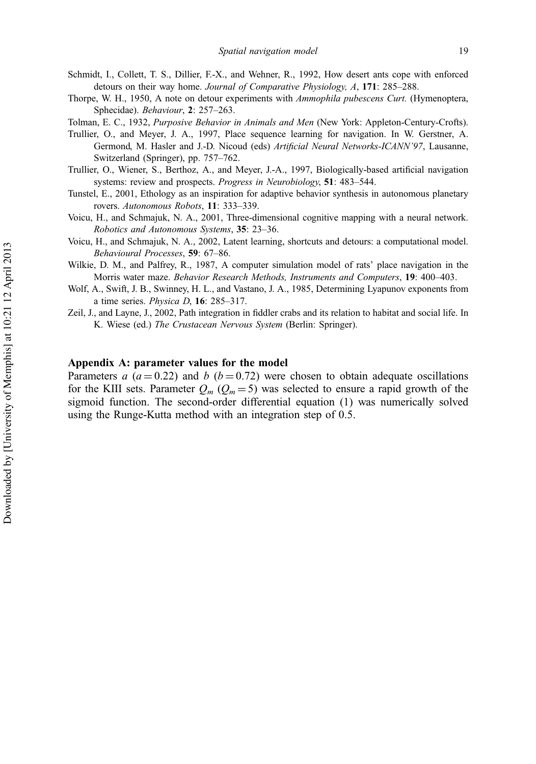Schmidt, I., Collett, T. S., Dillier, F.-X., and Wehner, R., 1992, How desert ants cope with enforced detours on their way home. *Journal of Comparative Physiology, A*, **171**: 285–288.

Thorpe, W. H., 1950, A note on detour experiments with *Ammophila pubescens Curt.* (Hymenoptera, Sphecidae). *Behaviour*, **2**: 257–263.

Tolman, E. C., 1932, *Purposive Behavior in Animals and Men* (New York: Appleton-Century-Crofts).

Trullier, O., and Meyer, J. A., 1997, Place sequence learning for navigation. In W. Gerstner, A. Germond, M. Hasler and J.-D. Nicoud (eds) *Artificial Neural Networks-ICANN'97*, Lausanne, Switzerland (Springer), pp. 757–762.

Trullier, O., Wiener, S., Berthoz, A., and Meyer, J.-A., 1997, Biologically-based artificial navigation systems: review and prospects. *Progress in Neurobiology*, **51**: 483–544.

Tunstel, E., 2001, Ethology as an inspiration for adaptive behavior synthesis in autonomous planetary rovers. *Autonomous Robots*, **11**: 333–339.

Voicu, H., and Schmajuk, N. A., 2001, Three-dimensional cognitive mapping with a neural network. *Robotics and Autonomous Systems*, **35**: 23–36.

Voicu, H., and Schmajuk, N. A., 2002, Latent learning, shortcuts and detours: a computational model. *Behavioural Processes*, **59**: 67–86.

Wilkie, D. M., and Palfrey, R., 1987, A computer simulation model of rats' place navigation in the Morris water maze. *Behavior Research Methods, Instruments and Computers*, **19**: 400–403.

Wolf, A., Swift, J. B., Swinney, H. L., and Vastano, J. A., 1985, Determining Lyapunov exponents from a time series. *Physica D*, **16**: 285–317.

Zeil, J., and Layne, J., 2002, Path integration in fiddler crabs and its relation to habitat and social life. In K. Wiese (ed.) *The Crustacean Nervous System* (Berlin: Springer).

## Appendix A: parameter values for the model

Parameters $a$ ($a = 0.22$) and $b$ ($b = 0.72$) were chosen to obtain adequate oscillations for the KIII sets. Parameter $Q_m$ ($Q_m = 5$) was selected to ensure a rapid growth of the sigmoid function. The second-order differential equation (1) was numerically solved using the Runge-Kutta method with an integration step of 0.5.